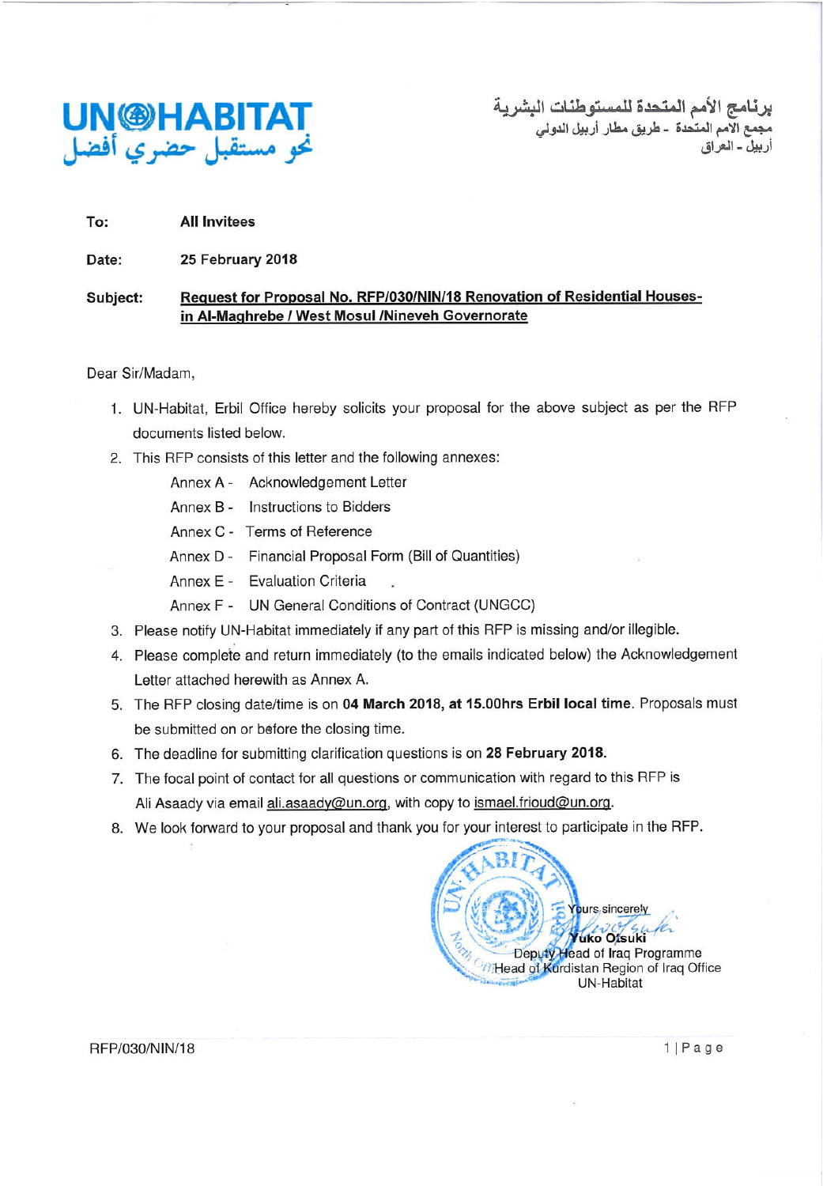**UN-HABITAT**
نحو مستقبل حضري أفضل

برنامج الأمم المتحدة للمستوطنات البشرية
مجمع الامم المتحدة - طريق مطار أربيل الدولي
أربيل - العراق

**To:** **All Invitees**

**Date:** **25 February 2018**

**Subject:** **Request for Proposal No. RFP/030/NIN/18 Renovation of Residential Houses- in Al-Maghrebe / West Mosul /Nineveh Governorate**

Dear Sir/Madam,

1. UN-Habitat, Erbil Office hereby solicits your proposal for the above subject as per the RFP documents listed below.
2. This RFP consists of this letter and the following annexes:
   - Annex A - Acknowledgement Letter
   - Annex B - Instructions to Bidders
   - Annex C - Terms of Reference
   - Annex D - Financial Proposal Form (Bill of Quantities)
   - Annex E - Evaluation Criteria
   - Annex F - UN General Conditions of Contract (UNGCC)
3. Please notify UN-Habitat immediately if any part of this RFP is missing and/or illegible.
4. Please complete and return immediately (to the emails indicated below) the Acknowledgement Letter attached herewith as Annex A.
5. The RFP closing date/time is on **04 March 2018, at 15.00hrs Erbil local time**. Proposals must be submitted on or before the closing time.
6. The deadline for submitting clarification questions is on **28 February 2018.**
7. The focal point of contact for all questions or communication with regard to this RFP is Ali Asaady via email ali.asaady@un.org, with copy to ismael.frioud@un.org.
8. We look forward to your proposal and thank you for your interest to participate in the RFP.

Yours sincerely

**Yuko Otsuki**
Deputy Head of Iraq Programme
Head of Kurdistan Region of Iraq Office
UN-Habitat

RFP/030/NIN/18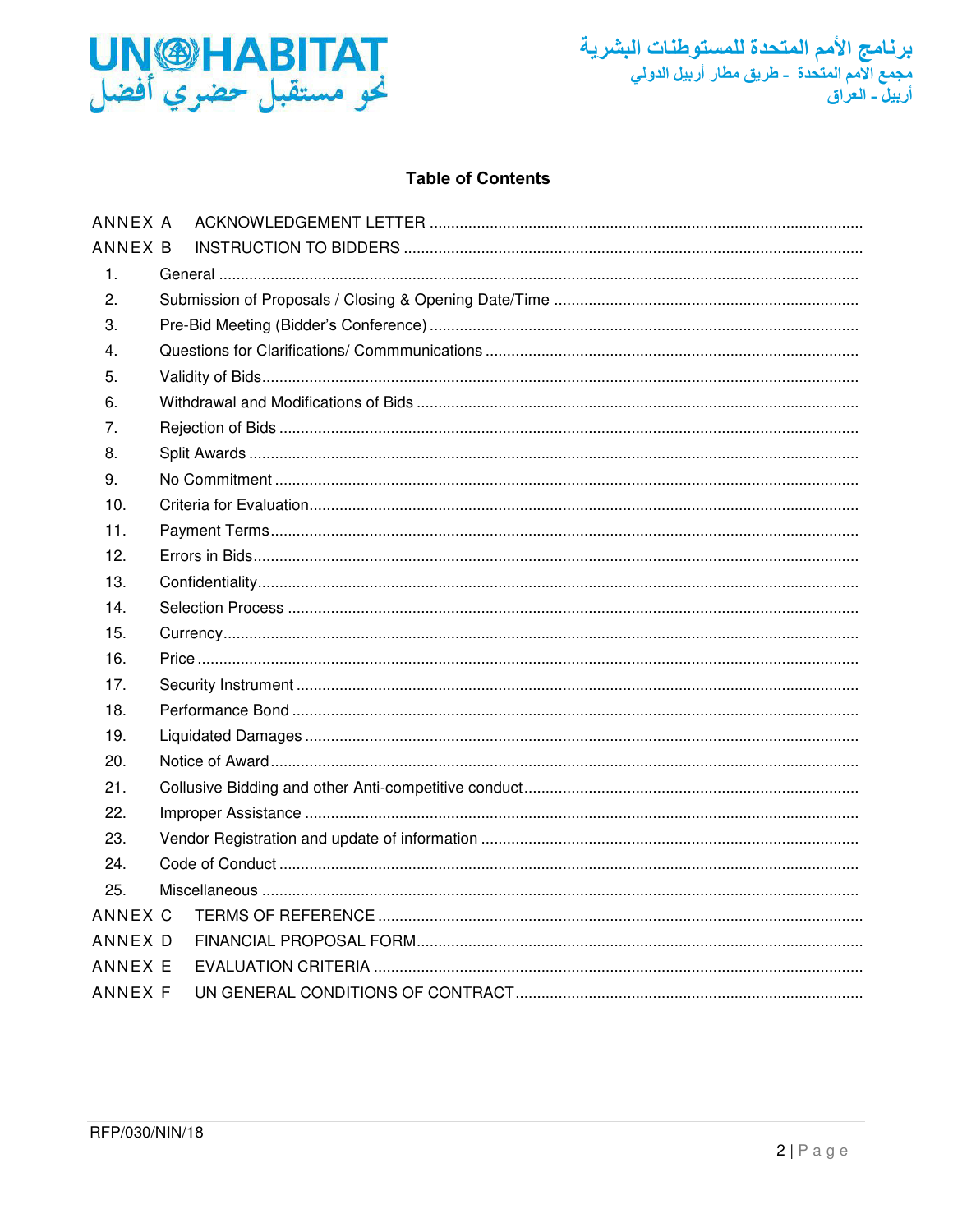## Table of Contents

- ANNEX A ACKNOWLEDGEMENT LETTER
- ANNEX B INSTRUCTION TO BIDDERS
  1. General
  2. Submission of Proposals / Closing & Opening Date/Time
  3. Pre-Bid Meeting (Bidder's Conference)
  4. Questions for Clarifications/ Commmunications
  5. Validity of Bids
  6. Withdrawal and Modifications of Bids
  7. Rejection of Bids
  8. Split Awards
  9. No Commitment
  10. Criteria for Evaluation
  11. Payment Terms
  12. Errors in Bids
  13. Confidentiality
  14. Selection Process
  15. Currency
  16. Price
  17. Security Instrument
  18. Performance Bond
  19. Liquidated Damages
  20. Notice of Award
  21. Collusive Bidding and other Anti-competitive conduct
  22. Improper Assistance
  23. Vendor Registration and update of information
  24. Code of Conduct
  25. Miscellaneous
- ANNEX C TERMS OF REFERENCE
- ANNEX D FINANCIAL PROPOSAL FORM
- ANNEX E EVALUATION CRITERIA
- ANNEX F UN GENERAL CONDITIONS OF CONTRACT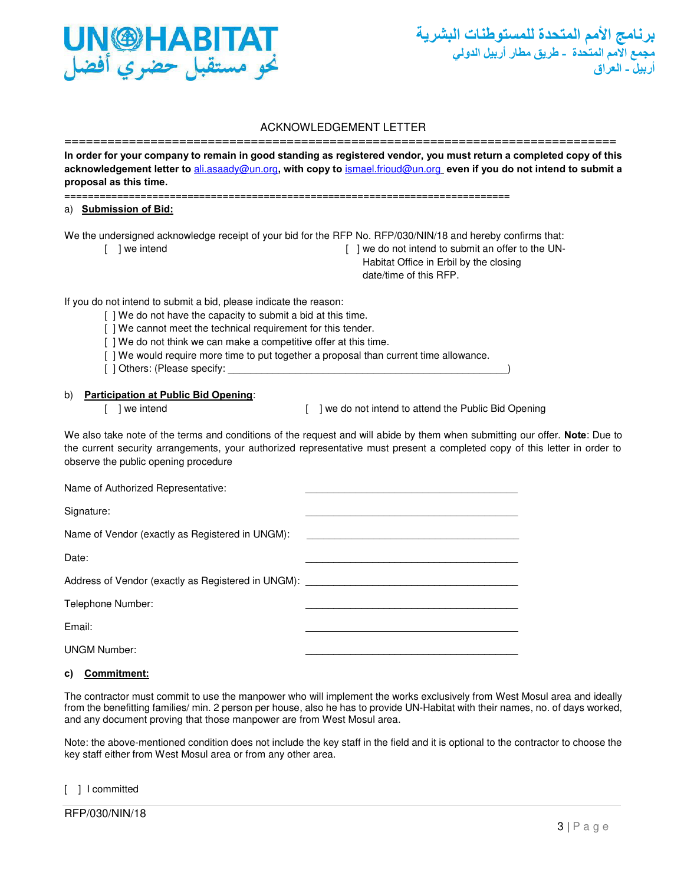# ACKNOWLEDGEMENT LETTER

==============================================================================

**In order for your company to remain in good standing as registered vendor, you must return a completed copy of this acknowledgement letter to ali.asaady@un.org, with copy to ismael.frioud@un.org even if you do not intend to submit a proposal as this time.**

==============================================================================

a) **Submission of Bid:**

We the undersigned acknowledge receipt of your bid for the RFP No. RFP/030/NIN/18 and hereby confirms that:

[ ] we intend [ ] we do not intend to submit an offer to the UN-Habitat Office in Erbil by the closing date/time of this RFP.

If you do not intend to submit a bid, please indicate the reason:

- [ ] We do not have the capacity to submit a bid at this time.
- [ ] We cannot meet the technical requirement for this tender.
- [ ] We do not think we can make a competitive offer at this time.
- [ ] We would require more time to put together a proposal than current time allowance.
- [ ] Others: (Please specify: _______________________________________________)

b) **Participation at Public Bid Opening:**

[ ] we intend [ ] we do not intend to attend the Public Bid Opening

We also take note of the terms and conditions of the request and will abide by them when submitting our offer. **Note**: Due to the current security arrangements, your authorized representative must present a completed copy of this letter in order to observe the public opening procedure

Name of Authorized Representative: ______________________________

Signature: ______________________________

Name of Vendor (exactly as Registered in UNGM): ______________________________

Date: ______________________________

Address of Vendor (exactly as Registered in UNGM): ______________________________

Telephone Number: ______________________________

Email: ______________________________

UNGM Number: ______________________________

c) **Commitment:**

The contractor must commit to use the manpower who will implement the works exclusively from West Mosul area and ideally from the benefitting families/ min. 2 person per house, also he has to provide UN-Habitat with their names, no. of days worked, and any document proving that those manpower are from West Mosul area.

Note: the above-mentioned condition does not include the key staff in the field and it is optional to the contractor to choose the key staff either from West Mosul area or from any other area.

[ ] I committed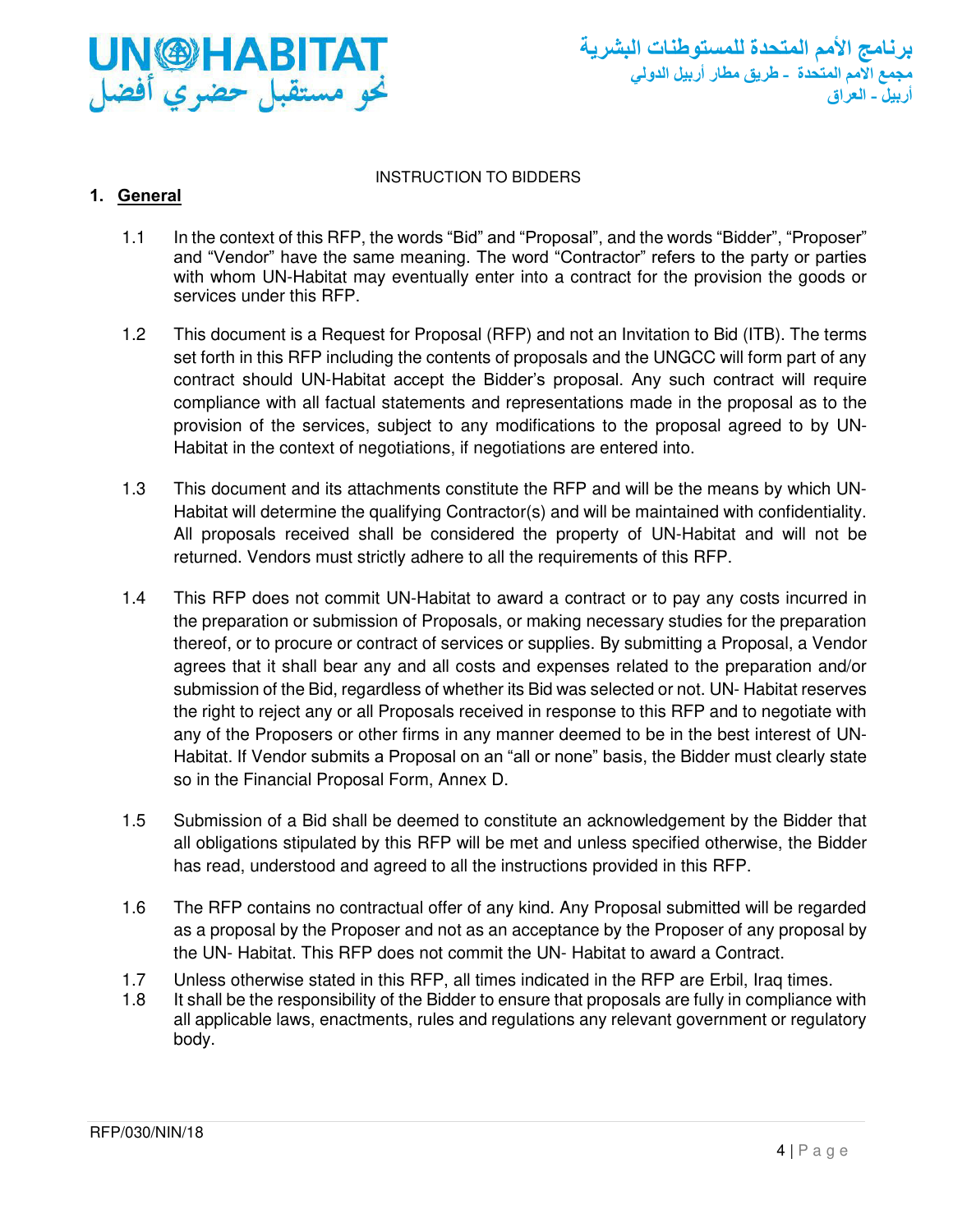INSTRUCTION TO BIDDERS

## 1. General

1.1 In the context of this RFP, the words "Bid" and "Proposal", and the words "Bidder", "Proposer" and "Vendor" have the same meaning. The word "Contractor" refers to the party or parties with whom UN-Habitat may eventually enter into a contract for the provision the goods or services under this RFP.

1.2 This document is a Request for Proposal (RFP) and not an Invitation to Bid (ITB). The terms set forth in this RFP including the contents of proposals and the UNGCC will form part of any contract should UN-Habitat accept the Bidder's proposal. Any such contract will require compliance with all factual statements and representations made in the proposal as to the provision of the services, subject to any modifications to the proposal agreed to by UN-Habitat in the context of negotiations, if negotiations are entered into.

1.3 This document and its attachments constitute the RFP and will be the means by which UN-Habitat will determine the qualifying Contractor(s) and will be maintained with confidentiality. All proposals received shall be considered the property of UN-Habitat and will not be returned. Vendors must strictly adhere to all the requirements of this RFP.

1.4 This RFP does not commit UN-Habitat to award a contract or to pay any costs incurred in the preparation or submission of Proposals, or making necessary studies for the preparation thereof, or to procure or contract of services or supplies. By submitting a Proposal, a Vendor agrees that it shall bear any and all costs and expenses related to the preparation and/or submission of the Bid, regardless of whether its Bid was selected or not. UN- Habitat reserves the right to reject any or all Proposals received in response to this RFP and to negotiate with any of the Proposers or other firms in any manner deemed to be in the best interest of UN-Habitat. If Vendor submits a Proposal on an "all or none" basis, the Bidder must clearly state so in the Financial Proposal Form, Annex D.

1.5 Submission of a Bid shall be deemed to constitute an acknowledgement by the Bidder that all obligations stipulated by this RFP will be met and unless specified otherwise, the Bidder has read, understood and agreed to all the instructions provided in this RFP.

1.6 The RFP contains no contractual offer of any kind. Any Proposal submitted will be regarded as a proposal by the Proposer and not as an acceptance by the Proposer of any proposal by the UN- Habitat. This RFP does not commit the UN- Habitat to award a Contract.

1.7 Unless otherwise stated in this RFP, all times indicated in the RFP are Erbil, Iraq times.

1.8 It shall be the responsibility of the Bidder to ensure that proposals are fully in compliance with all applicable laws, enactments, rules and regulations any relevant government or regulatory body.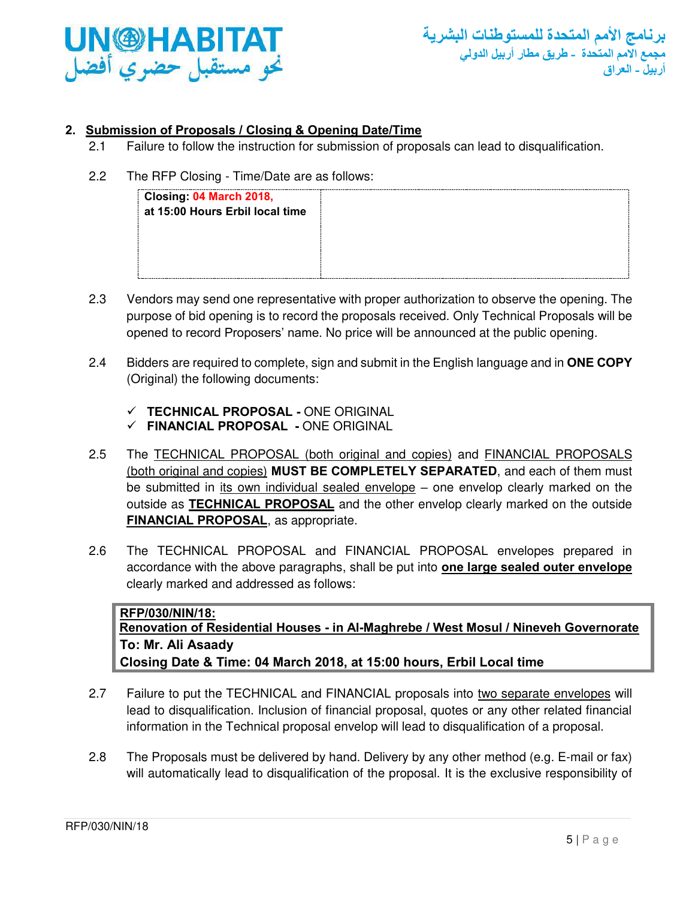## 2. Submission of Proposals / Closing & Opening Date/Time

2.1 Failure to follow the instruction for submission of proposals can lead to disqualification.

2.2 The RFP Closing - Time/Date are as follows:

| **Closing: 04 March 2018, at 15:00 Hours Erbil local time** | |
|---|---|

2.3 Vendors may send one representative with proper authorization to observe the opening. The purpose of bid opening is to record the proposals received. Only Technical Proposals will be opened to record Proposers' name. No price will be announced at the public opening.

2.4 Bidders are required to complete, sign and submit in the English language and in **ONE COPY** (Original) the following documents:

- ✓ **TECHNICAL PROPOSAL -** ONE ORIGINAL
- ✓ **FINANCIAL PROPOSAL -** ONE ORIGINAL

2.5 The TECHNICAL PROPOSAL (both original and copies) and FINANCIAL PROPOSALS (both original and copies) **MUST BE COMPLETELY SEPARATED**, and each of them must be submitted in its own individual sealed envelope – one envelop clearly marked on the outside as **TECHNICAL PROPOSAL** and the other envelop clearly marked on the outside **FINANCIAL PROPOSAL**, as appropriate.

2.6 The TECHNICAL PROPOSAL and FINANCIAL PROPOSAL envelopes prepared in accordance with the above paragraphs, shall be put into **one large sealed outer envelope** clearly marked and addressed as follows:

> **RFP/030/NIN/18:**
> **Renovation of Residential Houses - in Al-Maghrebe / West Mosul / Nineveh Governorate**
> **To: Mr. Ali Asaady**
> **Closing Date & Time: 04 March 2018, at 15:00 hours, Erbil Local time**

2.7 Failure to put the TECHNICAL and FINANCIAL proposals into two separate envelopes will lead to disqualification. Inclusion of financial proposal, quotes or any other related financial information in the Technical proposal envelop will lead to disqualification of a proposal.

2.8 The Proposals must be delivered by hand. Delivery by any other method (e.g. E-mail or fax) will automatically lead to disqualification of the proposal. It is the exclusive responsibility of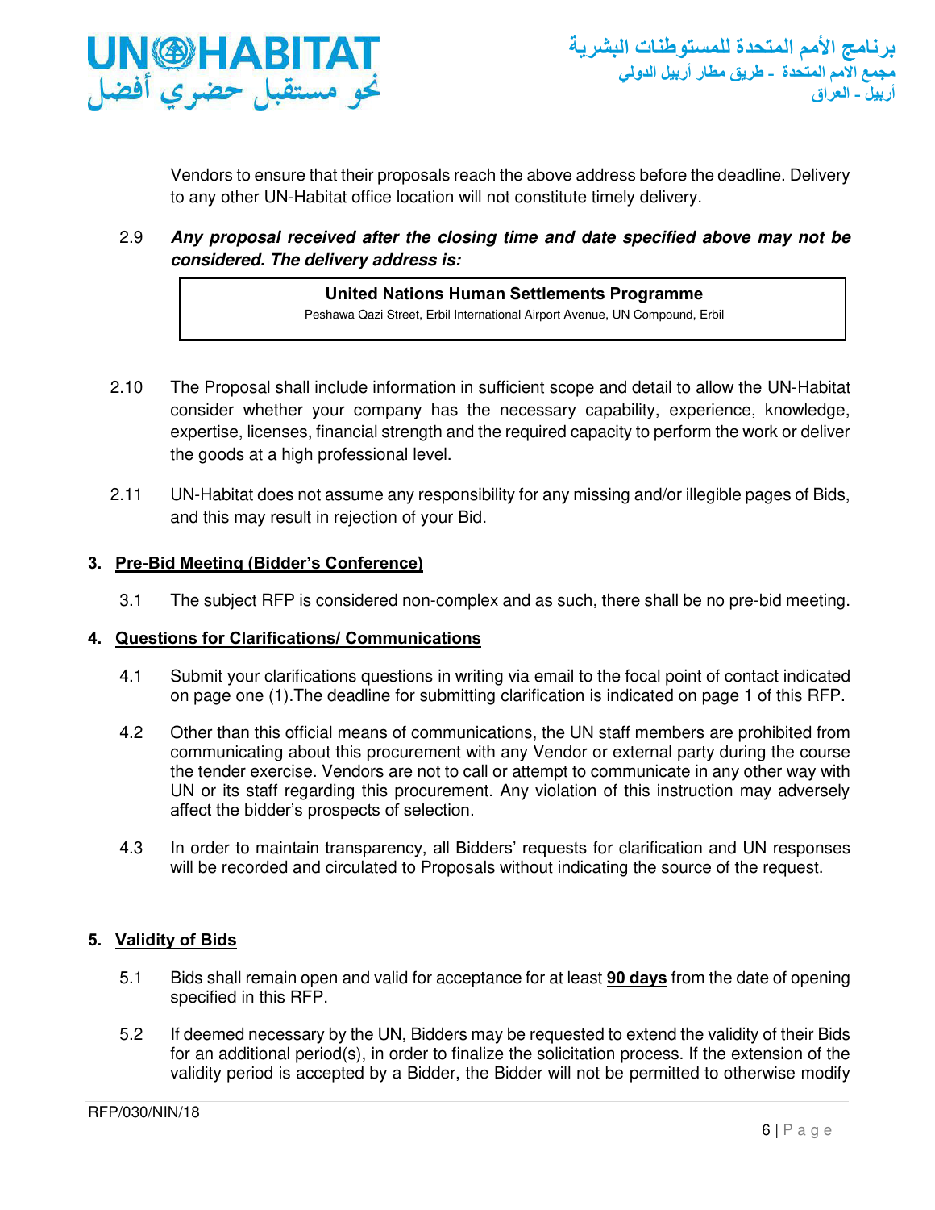Vendors to ensure that their proposals reach the above address before the deadline. Delivery to any other UN-Habitat office location will not constitute timely delivery.

2.9 ***Any proposal received after the closing time and date specified above may not be considered. The delivery address is:***

| **United Nations Human Settlements Programme**<br>Peshawa Qazi Street, Erbil International Airport Avenue, UN Compound, Erbil |
|---|

2.10 The Proposal shall include information in sufficient scope and detail to allow the UN-Habitat consider whether your company has the necessary capability, experience, knowledge, expertise, licenses, financial strength and the required capacity to perform the work or deliver the goods at a high professional level.

2.11 UN-Habitat does not assume any responsibility for any missing and/or illegible pages of Bids, and this may result in rejection of your Bid.

## 3. Pre-Bid Meeting (Bidder's Conference)

3.1 The subject RFP is considered non-complex and as such, there shall be no pre-bid meeting.

## 4. Questions for Clarifications/ Communications

4.1 Submit your clarifications questions in writing via email to the focal point of contact indicated on page one (1).The deadline for submitting clarification is indicated on page 1 of this RFP.

4.2 Other than this official means of communications, the UN staff members are prohibited from communicating about this procurement with any Vendor or external party during the course the tender exercise. Vendors are not to call or attempt to communicate in any other way with UN or its staff regarding this procurement. Any violation of this instruction may adversely affect the bidder's prospects of selection.

4.3 In order to maintain transparency, all Bidders' requests for clarification and UN responses will be recorded and circulated to Proposals without indicating the source of the request.

## 5. Validity of Bids

5.1 Bids shall remain open and valid for acceptance for at least **90 days** from the date of opening specified in this RFP.

5.2 If deemed necessary by the UN, Bidders may be requested to extend the validity of their Bids for an additional period(s), in order to finalize the solicitation process. If the extension of the validity period is accepted by a Bidder, the Bidder will not be permitted to otherwise modify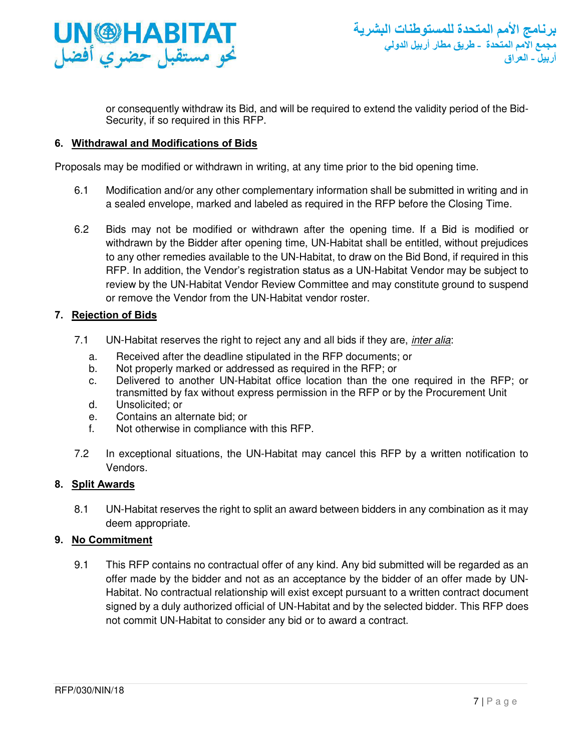or consequently withdraw its Bid, and will be required to extend the validity period of the Bid-Security, if so required in this RFP.

## 6. Withdrawal and Modifications of Bids

Proposals may be modified or withdrawn in writing, at any time prior to the bid opening time.

6.1 Modification and/or any other complementary information shall be submitted in writing and in a sealed envelope, marked and labeled as required in the RFP before the Closing Time.

6.2 Bids may not be modified or withdrawn after the opening time. If a Bid is modified or withdrawn by the Bidder after opening time, UN-Habitat shall be entitled, without prejudices to any other remedies available to the UN-Habitat, to draw on the Bid Bond, if required in this RFP. In addition, the Vendor's registration status as a UN-Habitat Vendor may be subject to review by the UN-Habitat Vendor Review Committee and may constitute ground to suspend or remove the Vendor from the UN-Habitat vendor roster.

## 7. Rejection of Bids

7.1 UN-Habitat reserves the right to reject any and all bids if they are, *inter alia*:

a. Received after the deadline stipulated in the RFP documents; or
b. Not properly marked or addressed as required in the RFP; or
c. Delivered to another UN-Habitat office location than the one required in the RFP; or transmitted by fax without express permission in the RFP or by the Procurement Unit
d. Unsolicited; or
e. Contains an alternate bid; or
f. Not otherwise in compliance with this RFP.

7.2 In exceptional situations, the UN-Habitat may cancel this RFP by a written notification to Vendors.

## 8. Split Awards

8.1 UN-Habitat reserves the right to split an award between bidders in any combination as it may deem appropriate.

## 9. No Commitment

9.1 This RFP contains no contractual offer of any kind. Any bid submitted will be regarded as an offer made by the bidder and not as an acceptance by the bidder of an offer made by UN-Habitat. No contractual relationship will exist except pursuant to a written contract document signed by a duly authorized official of UN-Habitat and by the selected bidder. This RFP does not commit UN-Habitat to consider any bid or to award a contract.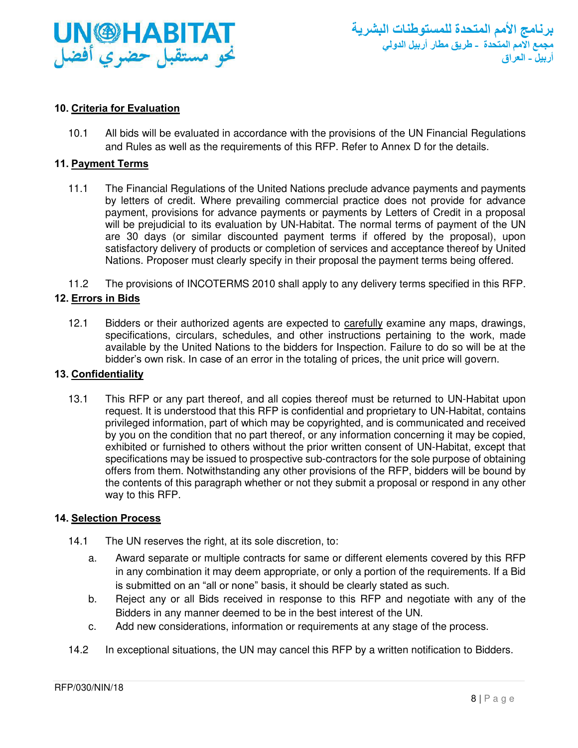## 10. Criteria for Evaluation

10.1 All bids will be evaluated in accordance with the provisions of the UN Financial Regulations and Rules as well as the requirements of this RFP. Refer to Annex D for the details.

## 11. Payment Terms

11.1 The Financial Regulations of the United Nations preclude advance payments and payments by letters of credit. Where prevailing commercial practice does not provide for advance payment, provisions for advance payments or payments by Letters of Credit in a proposal will be prejudicial to its evaluation by UN-Habitat. The normal terms of payment of the UN are 30 days (or similar discounted payment terms if offered by the proposal), upon satisfactory delivery of products or completion of services and acceptance thereof by United Nations. Proposer must clearly specify in their proposal the payment terms being offered.

11.2 The provisions of INCOTERMS 2010 shall apply to any delivery terms specified in this RFP.

## 12. Errors in Bids

12.1 Bidders or their authorized agents are expected to carefully examine any maps, drawings, specifications, circulars, schedules, and other instructions pertaining to the work, made available by the United Nations to the bidders for Inspection. Failure to do so will be at the bidder's own risk. In case of an error in the totaling of prices, the unit price will govern.

## 13. Confidentiality

13.1 This RFP or any part thereof, and all copies thereof must be returned to UN-Habitat upon request. It is understood that this RFP is confidential and proprietary to UN-Habitat, contains privileged information, part of which may be copyrighted, and is communicated and received by you on the condition that no part thereof, or any information concerning it may be copied, exhibited or furnished to others without the prior written consent of UN-Habitat, except that specifications may be issued to prospective sub-contractors for the sole purpose of obtaining offers from them. Notwithstanding any other provisions of the RFP, bidders will be bound by the contents of this paragraph whether or not they submit a proposal or respond in any other way to this RFP.

## 14. Selection Process

14.1 The UN reserves the right, at its sole discretion, to:

a. Award separate or multiple contracts for same or different elements covered by this RFP in any combination it may deem appropriate, or only a portion of the requirements. If a Bid is submitted on an "all or none" basis, it should be clearly stated as such.

b. Reject any or all Bids received in response to this RFP and negotiate with any of the Bidders in any manner deemed to be in the best interest of the UN.

c. Add new considerations, information or requirements at any stage of the process.

14.2 In exceptional situations, the UN may cancel this RFP by a written notification to Bidders.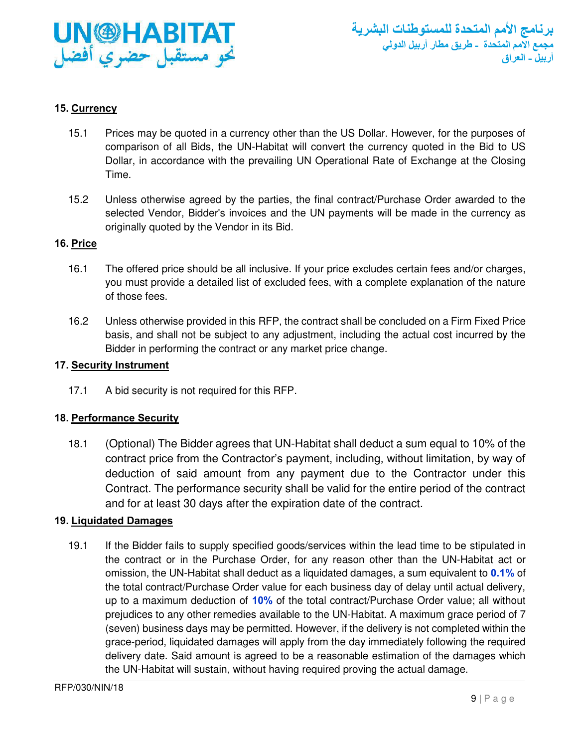## 15. Currency

15.1 Prices may be quoted in a currency other than the US Dollar. However, for the purposes of comparison of all Bids, the UN-Habitat will convert the currency quoted in the Bid to US Dollar, in accordance with the prevailing UN Operational Rate of Exchange at the Closing Time.

15.2 Unless otherwise agreed by the parties, the final contract/Purchase Order awarded to the selected Vendor, Bidder's invoices and the UN payments will be made in the currency as originally quoted by the Vendor in its Bid.

## 16. Price

16.1 The offered price should be all inclusive. If your price excludes certain fees and/or charges, you must provide a detailed list of excluded fees, with a complete explanation of the nature of those fees.

16.2 Unless otherwise provided in this RFP, the contract shall be concluded on a Firm Fixed Price basis, and shall not be subject to any adjustment, including the actual cost incurred by the Bidder in performing the contract or any market price change.

## 17. Security Instrument

17.1 A bid security is not required for this RFP.

## 18. Performance Security

18.1 (Optional) The Bidder agrees that UN-Habitat shall deduct a sum equal to 10% of the contract price from the Contractor's payment, including, without limitation, by way of deduction of said amount from any payment due to the Contractor under this Contract. The performance security shall be valid for the entire period of the contract and for at least 30 days after the expiration date of the contract.

## 19. Liquidated Damages

19.1 If the Bidder fails to supply specified goods/services within the lead time to be stipulated in the contract or in the Purchase Order, for any reason other than the UN-Habitat act or omission, the UN-Habitat shall deduct as a liquidated damages, a sum equivalent to **0.1%** of the total contract/Purchase Order value for each business day of delay until actual delivery, up to a maximum deduction of **10%** of the total contract/Purchase Order value; all without prejudices to any other remedies available to the UN-Habitat. A maximum grace period of 7 (seven) business days may be permitted. However, if the delivery is not completed within the grace-period, liquidated damages will apply from the day immediately following the required delivery date. Said amount is agreed to be a reasonable estimation of the damages which the UN-Habitat will sustain, without having required proving the actual damage.

RFP/030/NIN/18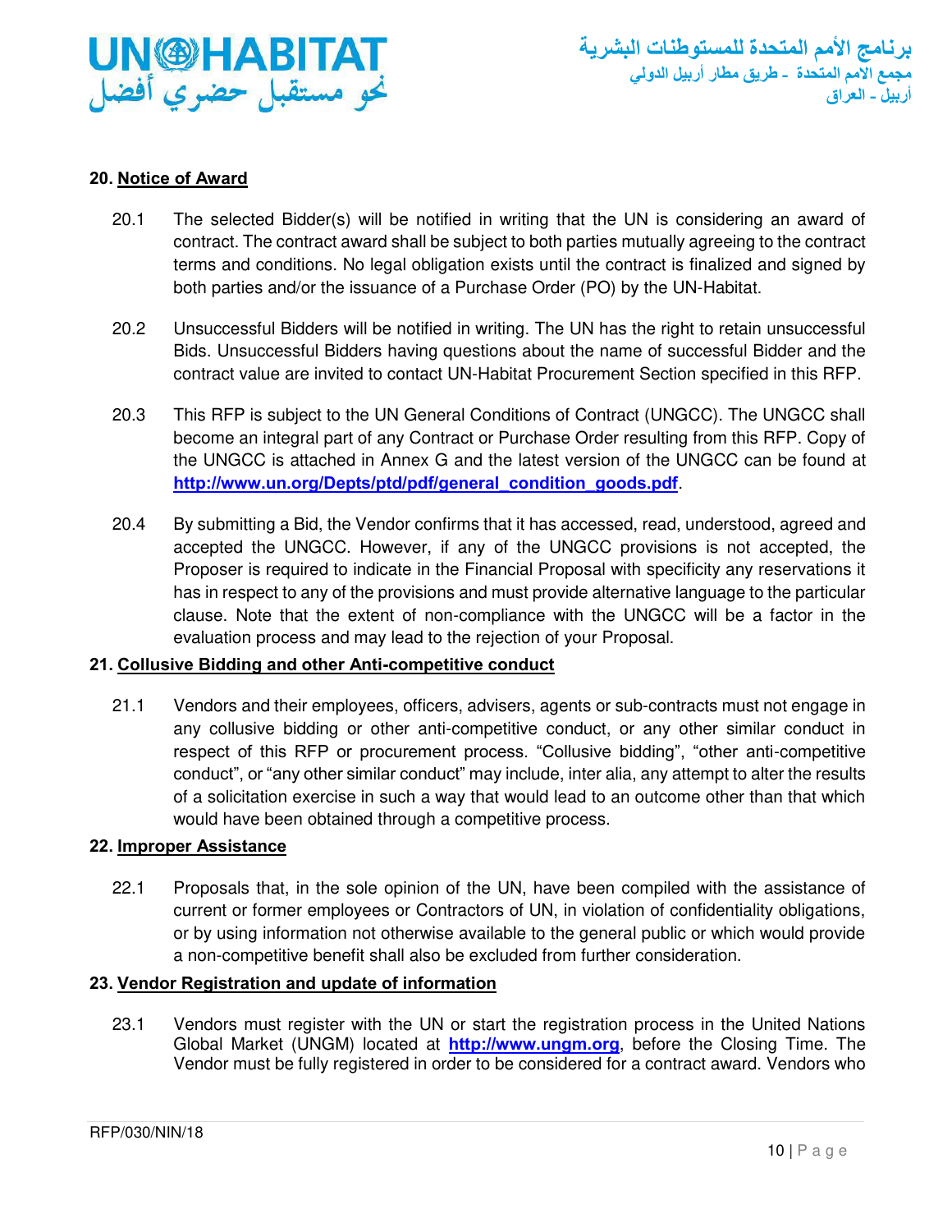## 20. Notice of Award

20.1 The selected Bidder(s) will be notified in writing that the UN is considering an award of contract. The contract award shall be subject to both parties mutually agreeing to the contract terms and conditions. No legal obligation exists until the contract is finalized and signed by both parties and/or the issuance of a Purchase Order (PO) by the UN-Habitat.

20.2 Unsuccessful Bidders will be notified in writing. The UN has the right to retain unsuccessful Bids. Unsuccessful Bidders having questions about the name of successful Bidder and the contract value are invited to contact UN-Habitat Procurement Section specified in this RFP.

20.3 This RFP is subject to the UN General Conditions of Contract (UNGCC). The UNGCC shall become an integral part of any Contract or Purchase Order resulting from this RFP. Copy of the UNGCC is attached in Annex G and the latest version of the UNGCC can be found at **http://www.un.org/Depts/ptd/pdf/general_condition_goods.pdf**.

20.4 By submitting a Bid, the Vendor confirms that it has accessed, read, understood, agreed and accepted the UNGCC. However, if any of the UNGCC provisions is not accepted, the Proposer is required to indicate in the Financial Proposal with specificity any reservations it has in respect to any of the provisions and must provide alternative language to the particular clause. Note that the extent of non-compliance with the UNGCC will be a factor in the evaluation process and may lead to the rejection of your Proposal.

## 21. Collusive Bidding and other Anti-competitive conduct

21.1 Vendors and their employees, officers, advisers, agents or sub-contracts must not engage in any collusive bidding or other anti-competitive conduct, or any other similar conduct in respect of this RFP or procurement process. "Collusive bidding", "other anti-competitive conduct", or "any other similar conduct" may include, inter alia, any attempt to alter the results of a solicitation exercise in such a way that would lead to an outcome other than that which would have been obtained through a competitive process.

## 22. Improper Assistance

22.1 Proposals that, in the sole opinion of the UN, have been compiled with the assistance of current or former employees or Contractors of UN, in violation of confidentiality obligations, or by using information not otherwise available to the general public or which would provide a non-competitive benefit shall also be excluded from further consideration.

## 23. Vendor Registration and update of information

23.1 Vendors must register with the UN or start the registration process in the United Nations Global Market (UNGM) located at **http://www.ungm.org**, before the Closing Time. The Vendor must be fully registered in order to be considered for a contract award. Vendors who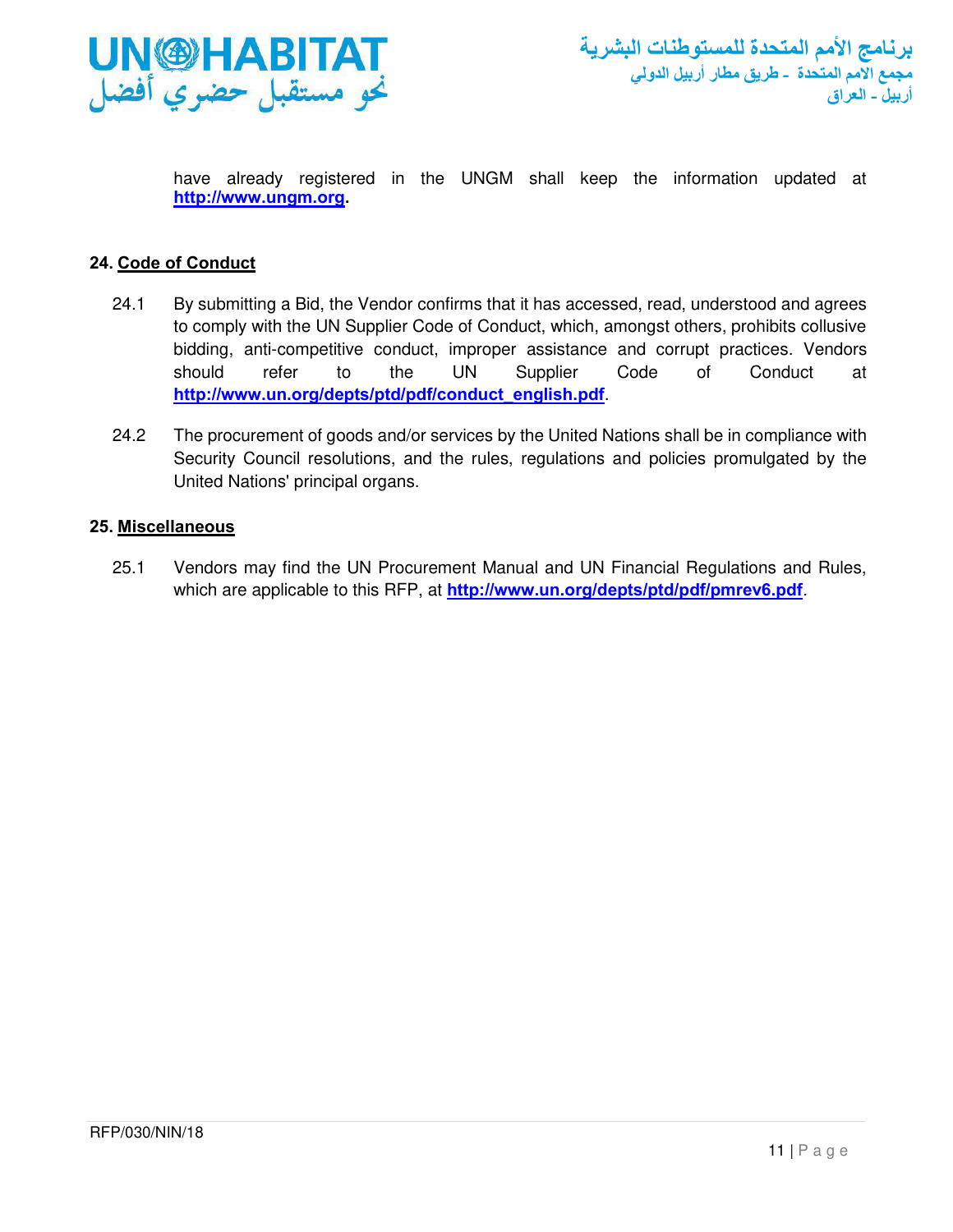have already registered in the UNGM shall keep the information updated at **http://www.ungm.org**.

## 24. Code of Conduct

24.1 By submitting a Bid, the Vendor confirms that it has accessed, read, understood and agrees to comply with the UN Supplier Code of Conduct, which, amongst others, prohibits collusive bidding, anti-competitive conduct, improper assistance and corrupt practices. Vendors should refer to the UN Supplier Code of Conduct at **http://www.un.org/depts/ptd/pdf/conduct_english.pdf**.

24.2 The procurement of goods and/or services by the United Nations shall be in compliance with Security Council resolutions, and the rules, regulations and policies promulgated by the United Nations' principal organs.

## 25. Miscellaneous

25.1 Vendors may find the UN Procurement Manual and UN Financial Regulations and Rules, which are applicable to this RFP, at **http://www.un.org/depts/ptd/pdf/pmrev6.pdf**.

RFP/030/NIN/18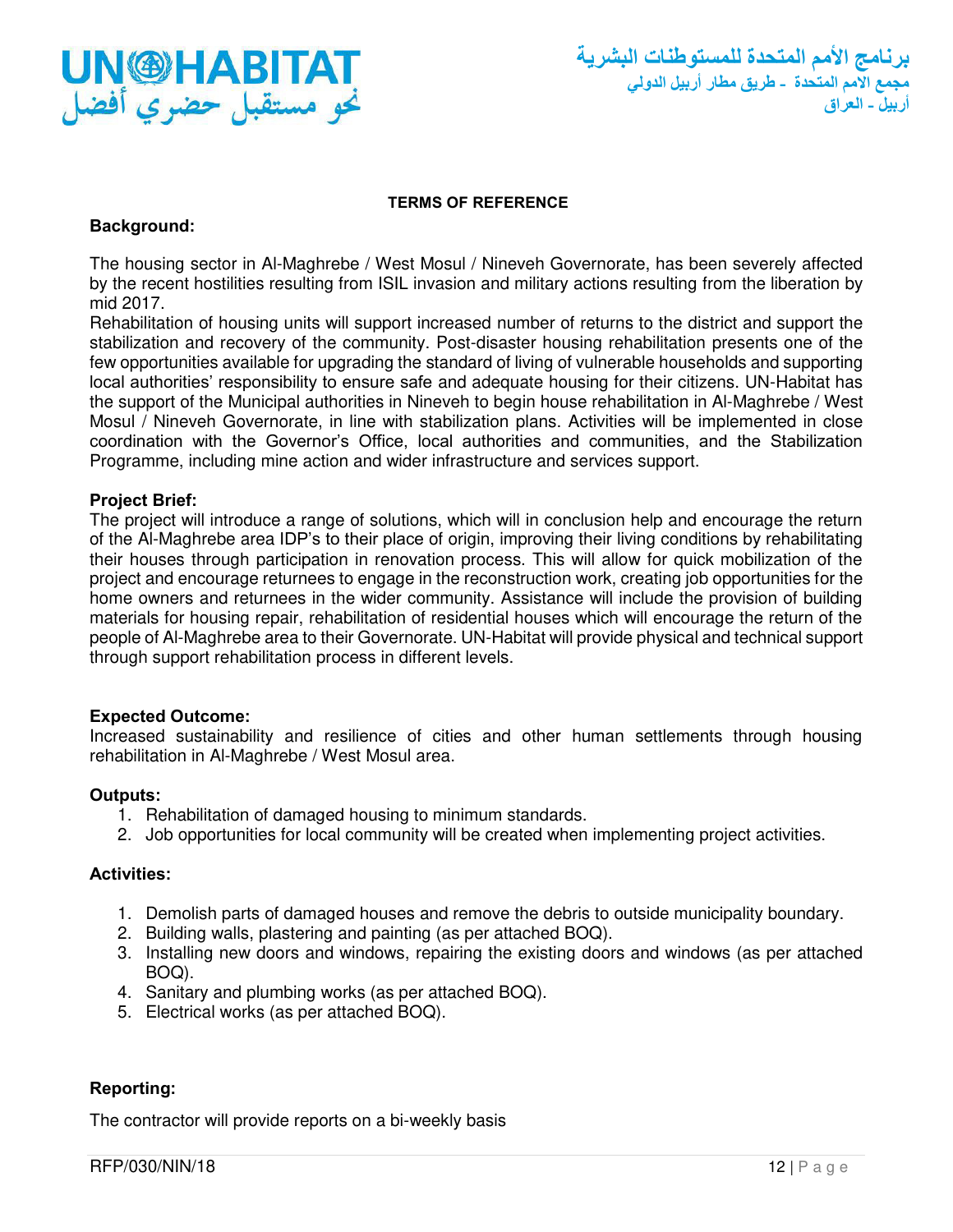UN-HABITAT
نحو مستقبل حضري أفضل

برنامج الأمم المتحدة للمستوطنات البشرية
مجمع الامم المتحدة - طريق مطار أربيل الدولي
أربيل - العراق

## TERMS OF REFERENCE

**Background:**

The housing sector in Al-Maghrebe / West Mosul / Nineveh Governorate, has been severely affected by the recent hostilities resulting from ISIL invasion and military actions resulting from the liberation by mid 2017.
Rehabilitation of housing units will support increased number of returns to the district and support the stabilization and recovery of the community. Post-disaster housing rehabilitation presents one of the few opportunities available for upgrading the standard of living of vulnerable households and supporting local authorities' responsibility to ensure safe and adequate housing for their citizens. UN-Habitat has the support of the Municipal authorities in Nineveh to begin house rehabilitation in Al-Maghrebe / West Mosul / Nineveh Governorate, in line with stabilization plans. Activities will be implemented in close coordination with the Governor's Office, local authorities and communities, and the Stabilization Programme, including mine action and wider infrastructure and services support.

**Project Brief:**
The project will introduce a range of solutions, which will in conclusion help and encourage the return of the Al-Maghrebe area IDP's to their place of origin, improving their living conditions by rehabilitating their houses through participation in renovation process. This will allow for quick mobilization of the project and encourage returnees to engage in the reconstruction work, creating job opportunities for the home owners and returnees in the wider community. Assistance will include the provision of building materials for housing repair, rehabilitation of residential houses which will encourage the return of the people of Al-Maghrebe area to their Governorate. UN-Habitat will provide physical and technical support through support rehabilitation process in different levels.

**Expected Outcome:**
Increased sustainability and resilience of cities and other human settlements through housing rehabilitation in Al-Maghrebe / West Mosul area.

**Outputs:**

1. Rehabilitation of damaged housing to minimum standards.
2. Job opportunities for local community will be created when implementing project activities.

**Activities:**

1. Demolish parts of damaged houses and remove the debris to outside municipality boundary.
2. Building walls, plastering and painting (as per attached BOQ).
3. Installing new doors and windows, repairing the existing doors and windows (as per attached BOQ).
4. Sanitary and plumbing works (as per attached BOQ).
5. Electrical works (as per attached BOQ).

**Reporting:**

The contractor will provide reports on a bi-weekly basis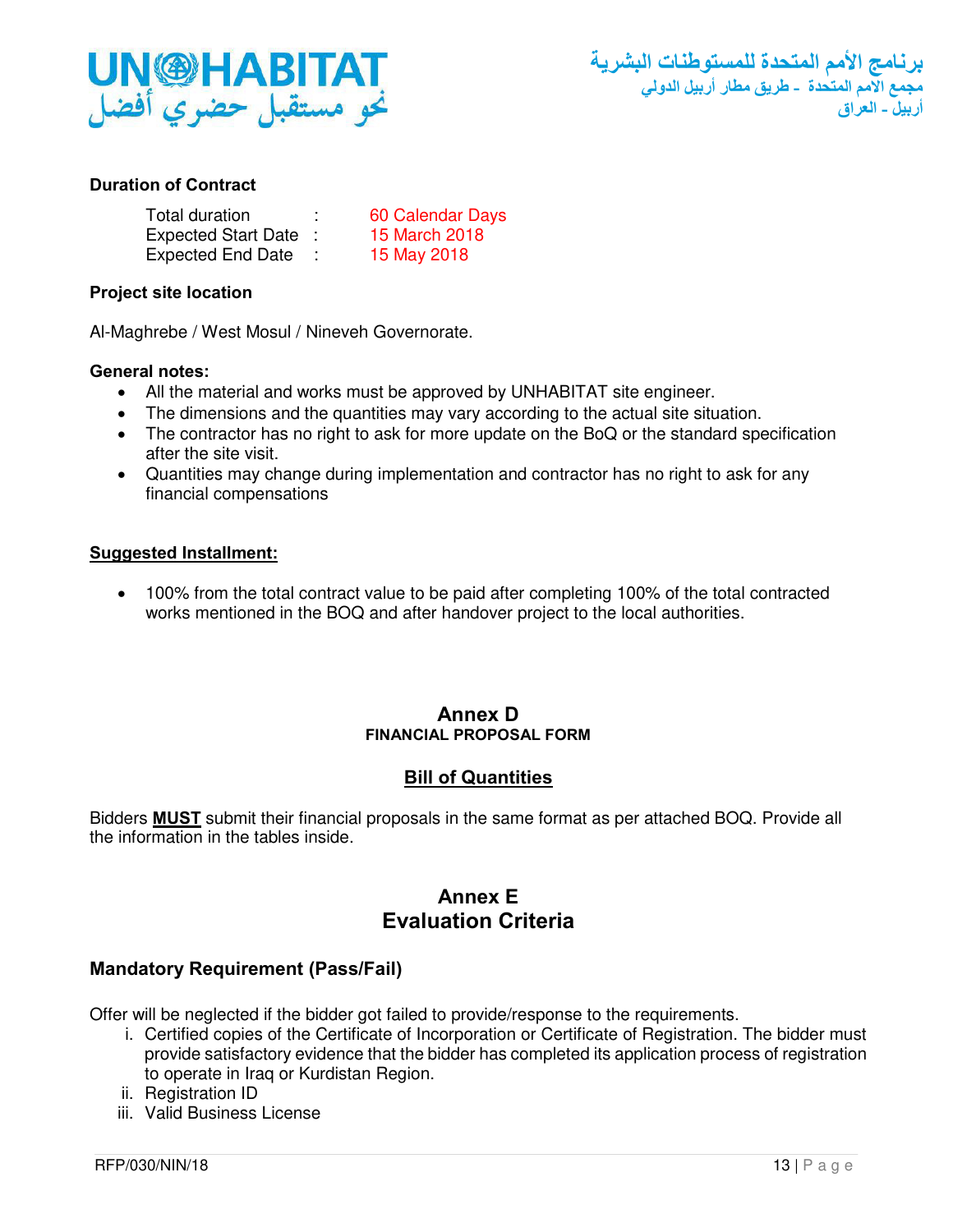**Duration of Contract**

| | | |
|---|---|---|
| Total duration | : | 60 Calendar Days |
| Expected Start Date | : | 15 March 2018 |
| Expected End Date | : | 15 May 2018 |

**Project site location**

Al-Maghrebe / West Mosul / Nineveh Governorate.

**General notes:**

- All the material and works must be approved by UNHABITAT site engineer.
- The dimensions and the quantities may vary according to the actual site situation.
- The contractor has no right to ask for more update on the BoQ or the standard specification after the site visit.
- Quantities may change during implementation and contractor has no right to ask for any financial compensations

**Suggested Installment:**

- 100% from the total contract value to be paid after completing 100% of the total contracted works mentioned in the BOQ and after handover project to the local authorities.

## Annex D
**FINANCIAL PROPOSAL FORM**

### Bill of Quantities

Bidders **MUST** submit their financial proposals in the same format as per attached BOQ. Provide all the information in the tables inside.

## Annex E
## Evaluation Criteria

### Mandatory Requirement (Pass/Fail)

Offer will be neglected if the bidder got failed to provide/response to the requirements.

i. Certified copies of the Certificate of Incorporation or Certificate of Registration. The bidder must provide satisfactory evidence that the bidder has completed its application process of registration to operate in Iraq or Kurdistan Region.
ii. Registration ID
iii. Valid Business License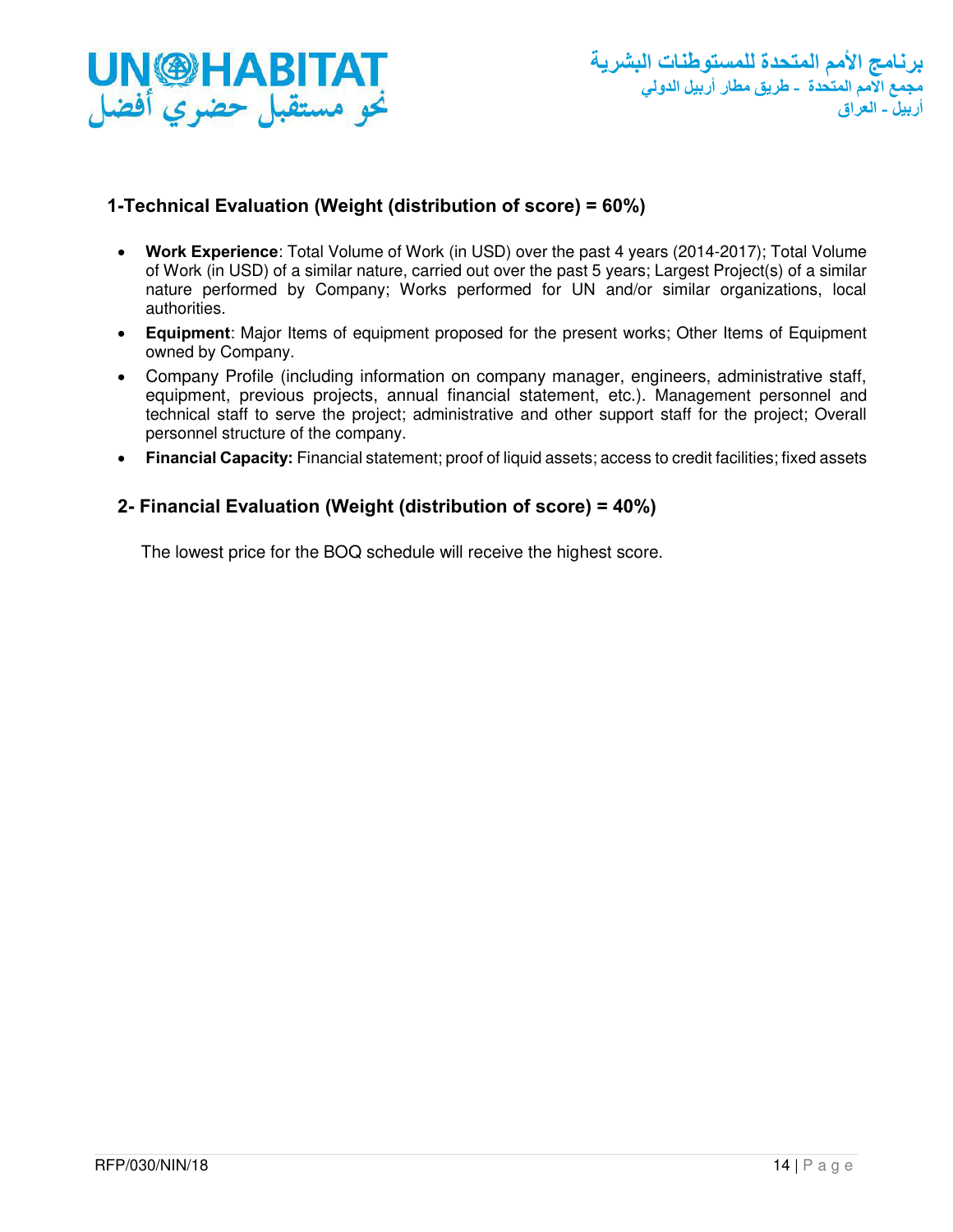## 1-Technical Evaluation (Weight (distribution of score) = 60%)

- **Work Experience**: Total Volume of Work (in USD) over the past 4 years (2014-2017); Total Volume of Work (in USD) of a similar nature, carried out over the past 5 years; Largest Project(s) of a similar nature performed by Company; Works performed for UN and/or similar organizations, local authorities.
- **Equipment**: Major Items of equipment proposed for the present works; Other Items of Equipment owned by Company.
- Company Profile (including information on company manager, engineers, administrative staff, equipment, previous projects, annual financial statement, etc.). Management personnel and technical staff to serve the project; administrative and other support staff for the project; Overall personnel structure of the company.
- **Financial Capacity:** Financial statement; proof of liquid assets; access to credit facilities; fixed assets

## 2- Financial Evaluation (Weight (distribution of score) = 40%)

The lowest price for the BOQ schedule will receive the highest score.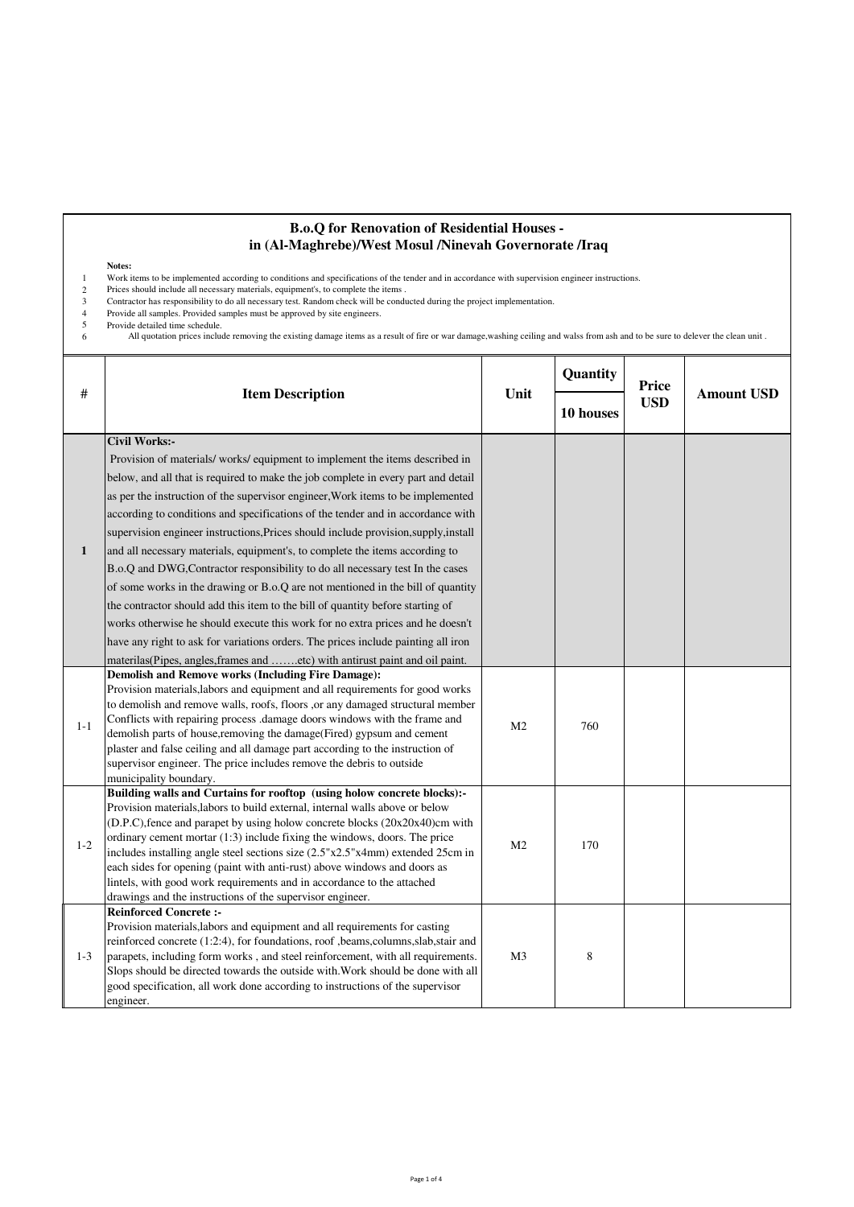## B.o.Q for Renovation of Residential Houses - in (Al-Maghrebe)/West Mosul /Ninevah Governorate /Iraq

**Notes:**

1. Work items to be implemented according to conditions and specifications of the tender and in accordance with supervision engineer instructions.
2. Prices should include all necessary materials, equipment's, to complete the items .
3. Contractor has responsibility to do all necessary test. Random check will be conducted during the project implementation.
4. Provide all samples. Provided samples must be approved by site engineers.
5. Provide detailed time schedule.
6. All quotation prices include removing the existing damage items as a result of fire or war damage,washing ceiling and walss from ash and to be sure to delever the clean unit .

| # | Item Description | Unit | Quantity | Price USD | Amount USD |
|---|---|---|---|---|---|
| | | | 10 houses | | |
| 1 | **Civil Works:-** Provision of materials/ works/ equipment to implement the items described in below, and all that is required to make the job complete in every part and detail as per the instruction of the supervisor engineer,Work items to be implemented according to conditions and specifications of the tender and in accordance with supervision engineer instructions,Prices should include provision,supply,install and all necessary materials, equipment's, to complete the items according to B.o.Q and DWG,Contractor responsibility to do all necessary test In the cases of some works in the drawing or B.o.Q are not mentioned in the bill of quantity the contractor should add this item to the bill of quantity before starting of works otherwise he should execute this work for no extra prices and he doesn't have any right to ask for variations orders. The prices include painting all iron materilas(Pipes, angles,frames and …….etc) with antirust paint and oil paint. | | | | |
| 1-1 | **Demolish and Remove works (Including Fire Damage):** Provision materials,labors and equipment and all requirements for good works to demolish and remove walls, roofs, floors ,or any damaged structural member Conflicts with repairing process .damage doors windows with the frame and demolish parts of house,removing the damage(Fired) gypsum and cement plaster and false ceiling and all damage part according to the instruction of supervisor engineer. The price includes remove the debris to outside municipality boundary. | M2 | 760 | | |
| 1-2 | **Building walls and Curtains for rooftop (using holow concrete blocks):-** Provision materials,labors to build external, internal walls above or below (D.P.C),fence and parapet by using holow concrete blocks (20x20x40)cm with ordinary cement mortar (1:3) include fixing the windows, doors. The price includes installing angle steel sections size (2.5"x2.5"x4mm) extended 25cm in each sides for opening (paint with anti-rust) above windows and doors as lintels, with good work requirements and in accordance to the attached drawings and the instructions of the supervisor engineer. | M2 | 170 | | |
| 1-3 | **Reinforced Concrete :-** Provision materials,labors and equipment and all requirements for casting reinforced concrete (1:2:4), for foundations, roof ,beams,columns,slab,stair and parapets, including form works , and steel reinforcement, with all requirements. Slops should be directed towards the outside with.Work should be done with all good specification, all work done according to instructions of the supervisor engineer. | M3 | 8 | | |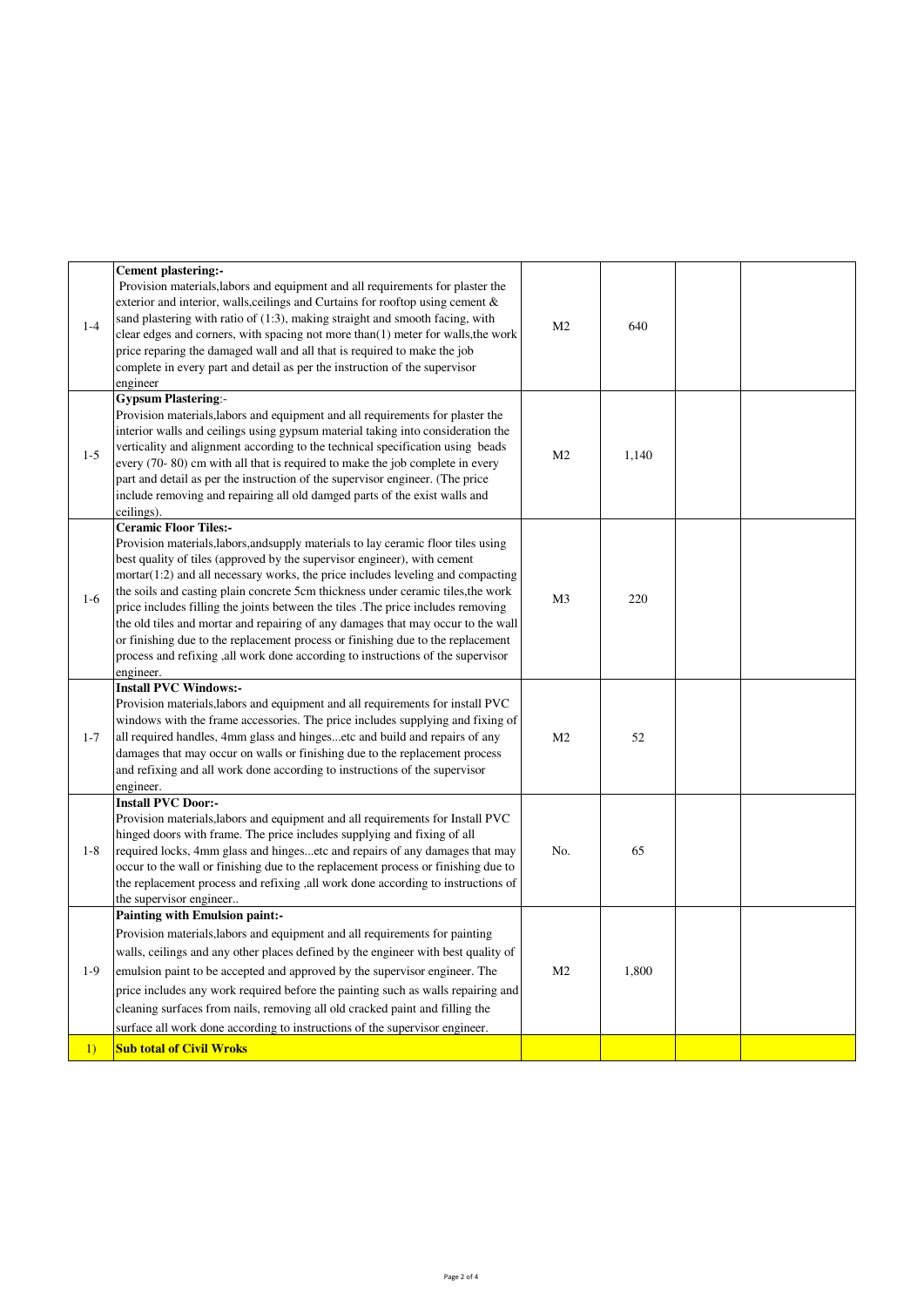| | | | | | |
|---|---|---|---|---|---|
| 1-4 | **Cement plastering:-** Provision materials,labors and equipment and all requirements for plaster the exterior and interior, walls,ceilings and Curtains for rooftop using cement & sand plastering with ratio of (1:3), making straight and smooth facing, with clear edges and corners, with spacing not more than(1) meter for walls,the work price reparing the damaged wall and all that is required to make the job complete in every part and detail as per the instruction of the supervisor engineer | M2 | 640 | | |
| 1-5 | **Gypsum Plastering**:- Provision materials,labors and equipment and all requirements for plaster the interior walls and ceilings using gypsum material taking into consideration the verticality and alignment according to the technical specification using beads every (70- 80) cm with all that is required to make the job complete in every part and detail as per the instruction of the supervisor engineer. (The price include removing and repairing all old damged parts of the exist walls and ceilings). | M2 | 1,140 | | |
| 1-6 | **Ceramic Floor Tiles:-** Provision materials,labors,andsupply materials to lay ceramic floor tiles using best quality of tiles (approved by the supervisor engineer), with cement mortar(1:2) and all necessary works, the price includes leveling and compacting the soils and casting plain concrete 5cm thickness under ceramic tiles,the work price includes filling the joints between the tiles .The price includes removing the old tiles and mortar and repairing of any damages that may occur to the wall or finishing due to the replacement process or finishing due to the replacement process and refixing ,all work done according to instructions of the supervisor engineer. | M3 | 220 | | |
| 1-7 | **Install PVC Windows:-** Provision materials,labors and equipment and all requirements for install PVC windows with the frame accessories. The price includes supplying and fixing of all required handles, 4mm glass and hinges...etc and build and repairs of any damages that may occur on walls or finishing due to the replacement process and refixing and all work done according to instructions of the supervisor engineer. | M2 | 52 | | |
| 1-8 | **Install PVC Door:-** Provision materials,labors and equipment and all requirements for Install PVC hinged doors with frame. The price includes supplying and fixing of all required locks, 4mm glass and hinges...etc and repairs of any damages that may occur to the wall or finishing due to the replacement process or finishing due to the replacement process and refixing ,all work done according to instructions of the supervisor engineer.. | No. | 65 | | |
| 1-9 | **Painting with Emulsion paint:-** Provision materials,labors and equipment and all requirements for painting walls, ceilings and any other places defined by the engineer with best quality of emulsion paint to be accepted and approved by the supervisor engineer. The price includes any work required before the painting such as walls repairing and cleaning surfaces from nails, removing all old cracked paint and filling the surface all work done according to instructions of the supervisor engineer. | M2 | 1,800 | | |
| 1) | **Sub total of Civil Wroks** | | | | |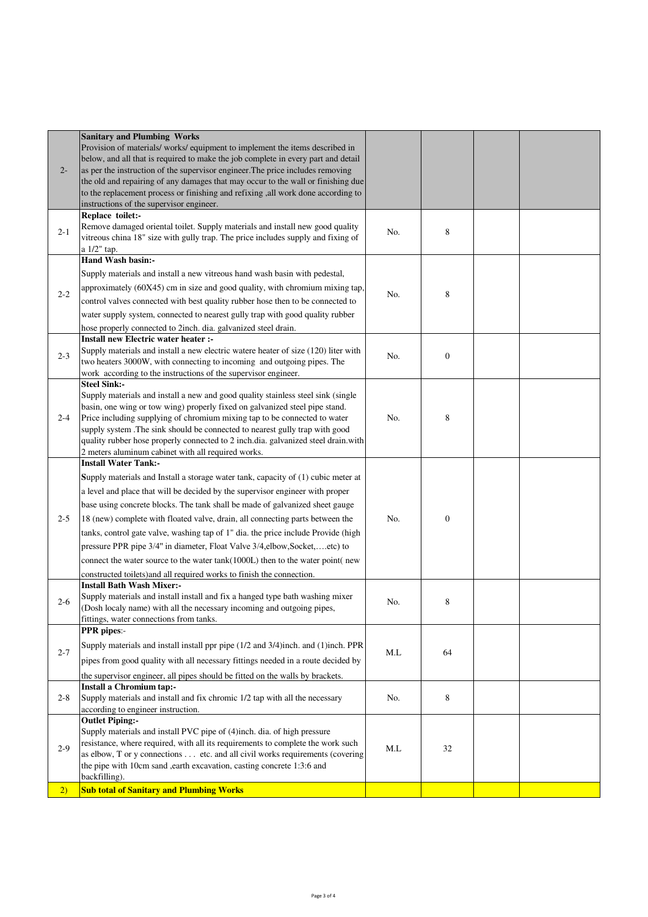| | | | | | |
|---|---|---|---|---|---|
| 2- | **Sanitary and Plumbing Works** Provision of materials/ works/ equipment to implement the items described in below, and all that is required to make the job complete in every part and detail as per the instruction of the supervisor engineer.The price includes removing the old and repairing of any damages that may occur to the wall or finishing due to the replacement process or finishing and refixing ,all work done according to instructions of the supervisor engineer. | | | | |
| 2-1 | **Replace toilet:-** Remove damaged oriental toilet. Supply materials and install new good quality vitreous china 18" size with gully trap. The price includes supply and fixing of a 1/2" tap. | No. | 8 | | |
| 2-2 | **Hand Wash basin:-** Supply materials and install a new vitreous hand wash basin with pedestal, approximately (60X45) cm in size and good quality, with chromium mixing tap, control valves connected with best quality rubber hose then to be connected to water supply system, connected to nearest gully trap with good quality rubber hose properly connected to 2inch. dia. galvanized steel drain. | No. | 8 | | |
| 2-3 | **Install new Electric water heater :-** Supply materials and install a new electric watere heater of size (120) liter with two heaters 3000W, with connecting to incoming and outgoing pipes. The work according to the instructions of the supervisor engineer. | No. | 0 | | |
| 2-4 | **Steel Sink:-** Supply materials and install a new and good quality stainless steel sink (single basin, one wing or tow wing) properly fixed on galvanized steel pipe stand. Price including supplying of chromium mixing tap to be connected to water supply system .The sink should be connected to nearest gully trap with good quality rubber hose properly connected to 2 inch.dia. galvanized steel drain.with 2 meters aluminum cabinet with all required works. | No. | 8 | | |
| 2-5 | **Install Water Tank:-** Supply materials and Install a storage water tank, capacity of (1) cubic meter at a level and place that will be decided by the supervisor engineer with proper base using concrete blocks. The tank shall be made of galvanized sheet gauge 18 (new) complete with floated valve, drain, all connecting parts between the tanks, control gate valve, washing tap of 1" dia. the price include Provide (high pressure PPR pipe 3/4" in diameter, Float Valve 3/4,elbow,Socket,….etc) to connect the water source to the water tank(1000L) then to the water point( new constructed toilets)and all required works to finish the connection. | No. | 0 | | |
| 2-6 | **Install Bath Wash Mixer:-** Supply materials and install install and fix a hanged type bath washing mixer (Dosh localy name) with all the necessary incoming and outgoing pipes, fittings, water connections from tanks. | No. | 8 | | |
| 2-7 | **PPR pipes**:- Supply materials and install install ppr pipe (1/2 and 3/4)inch. and (1)inch. PPR pipes from good quality with all necessary fittings needed in a route decided by the supervisor engineer, all pipes should be fitted on the walls by brackets. | M.L | 64 | | |
| 2-8 | **Install a Chromium tap:-** Supply materials and install and fix chromic 1/2 tap with all the necessary according to engineer instruction. | No. | 8 | | |
| 2-9 | **Outlet Piping:-** Supply materials and install PVC pipe of (4)inch. dia. of high pressure resistance, where required, with all its requirements to complete the work such as elbow, T or y connections . . . etc. and all civil works requirements (covering the pipe with 10cm sand ,earth excavation, casting concrete 1:3:6 and backfilling). | M.L | 32 | | |
| 2) | **Sub total of Sanitary and Plumbing Works** | | | | |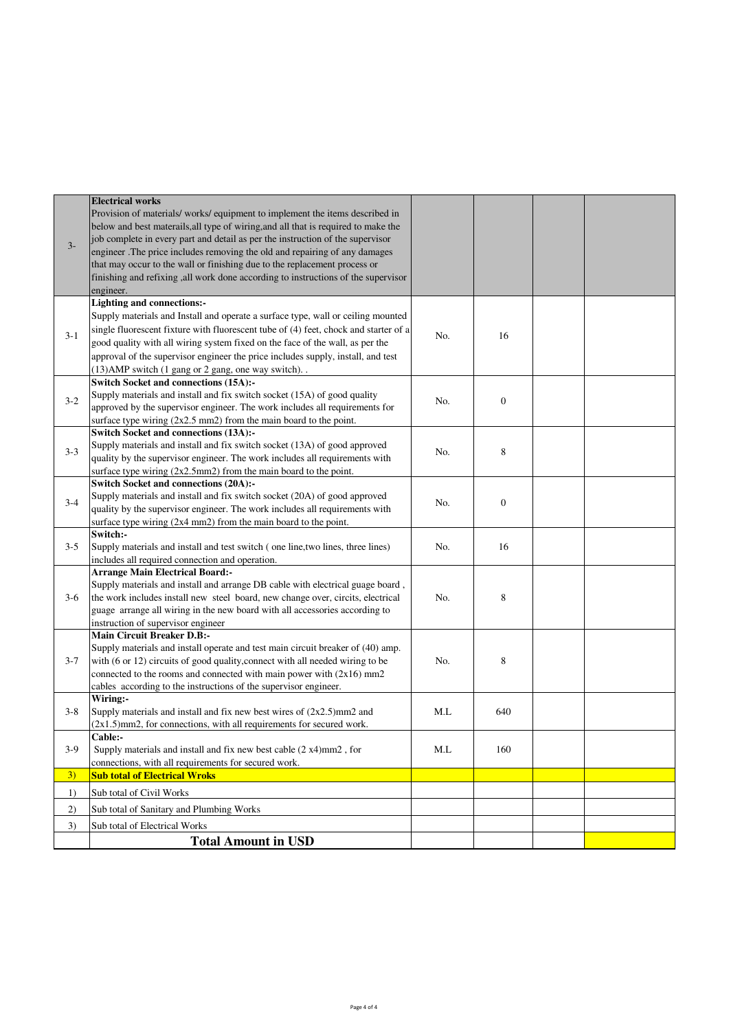| | | | | | |
|---|---|---|---|---|---|
| 3- | **Electrical works**<br>Provision of materials/ works/ equipment to implement the items described in below and best materails,all type of wiring,and all that is required to make the job complete in every part and detail as per the instruction of the supervisor engineer .The price includes removing the old and repairing of any damages that may occur to the wall or finishing due to the replacement process or finishing and refixing ,all work done according to instructions of the supervisor engineer. | | | | |
| 3-1 | **Lighting and connections:-**<br>Supply materials and Install and operate a surface type, wall or ceiling mounted single fluorescent fixture with fluorescent tube of (4) feet, chock and starter of a good quality with all wiring system fixed on the face of the wall, as per the approval of the supervisor engineer the price includes supply, install, and test (13)AMP switch (1 gang or 2 gang, one way switch). . | No. | 16 | | |
| 3-2 | **Switch Socket and connections (15A):-**<br>Supply materials and install and fix switch socket (15A) of good quality approved by the supervisor engineer. The work includes all requirements for surface type wiring (2x2.5 mm2) from the main board to the point. | No. | 0 | | |
| 3-3 | **Switch Socket and connections (13A):-**<br>Supply materials and install and fix switch socket (13A) of good approved quality by the supervisor engineer. The work includes all requirements with surface type wiring (2x2.5mm2) from the main board to the point. | No. | 8 | | |
| 3-4 | **Switch Socket and connections (20A):-**<br>Supply materials and install and fix switch socket (20A) of good approved quality by the supervisor engineer. The work includes all requirements with surface type wiring (2x4 mm2) from the main board to the point. | No. | 0 | | |
| 3-5 | **Switch:-**<br>Supply materials and install and test switch ( one line,two lines, three lines) includes all required connection and operation. | No. | 16 | | |
| 3-6 | **Arrange Main Electrical Board:-**<br>Supply materials and install and arrange DB cable with electrical guage board , the work includes install new steel board, new change over, circits, electrical guage arrange all wiring in the new board with all accessories according to instruction of supervisor engineer | No. | 8 | | |
| 3-7 | **Main Circuit Breaker D.B:-**<br>Supply materials and install operate and test main circuit breaker of (40) amp. with (6 or 12) circuits of good quality,connect with all needed wiring to be connected to the rooms and connected with main power with (2x16) mm2 cables according to the instructions of the supervisor engineer. | No. | 8 | | |
| 3-8 | **Wiring:-**<br>Supply materials and install and fix new best wires of (2x2.5)mm2 and (2x1.5)mm2, for connections, with all requirements for secured work. | M.L | 640 | | |
| 3-9 | **Cable:-**<br>Supply materials and install and fix new best cable (2 x4)mm2 , for connections, with all requirements for secured work. | M.L | 160 | | |
| 3) | **Sub total of Electrical Wroks** | | | | |
| 1) | Sub total of Civil Works | | | | |
| 2) | Sub total of Sanitary and Plumbing Works | | | | |
| 3) | Sub total of Electrical Works | | | | |
| | **Total Amount in USD** | | | | |